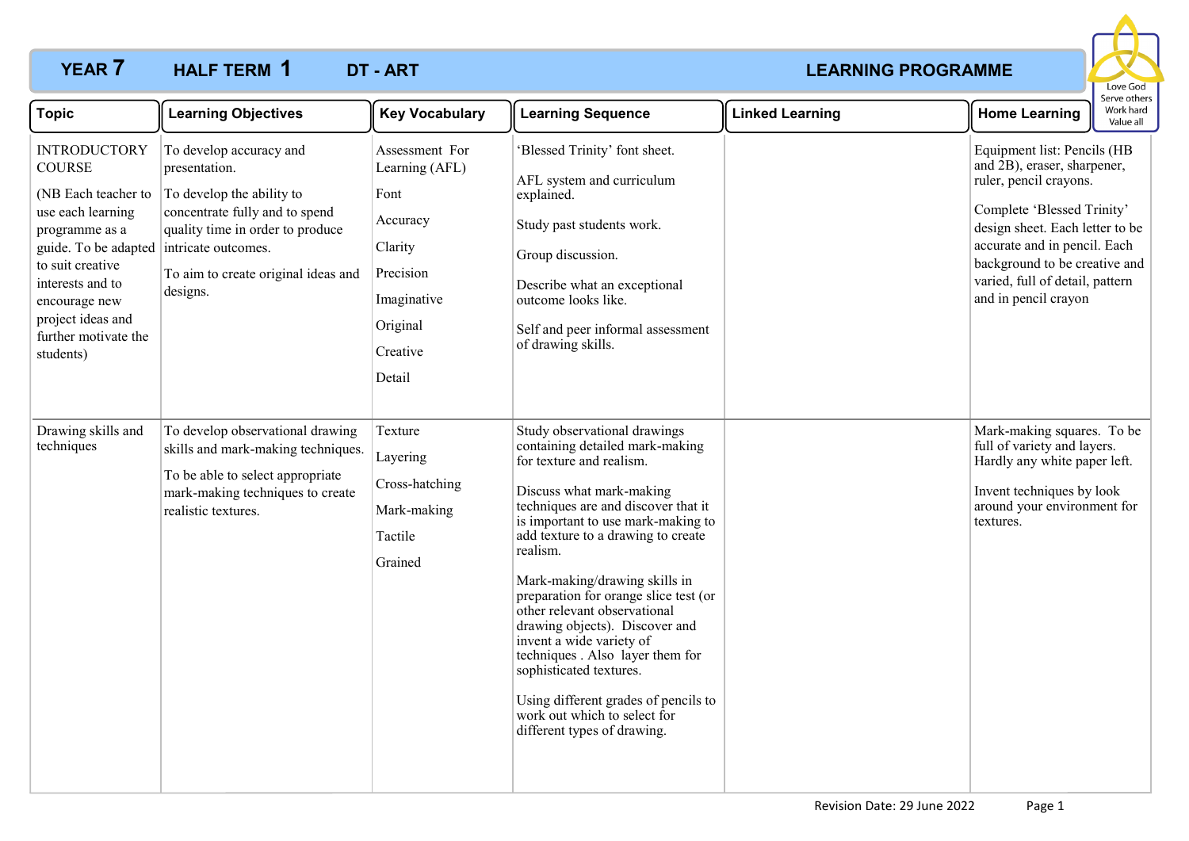# YEAR 7 HALF TERM 1 DT - ART LEARNING PROGRAMME

Love God
Serve others
Work hard
Value all

| Topic | Learning Objectives | Key Vocabulary | Learning Sequence | Linked Learning | Home Learning |
|---|---|---|---|---|---|
| INTRODUCTORY COURSE<br><br>(NB Each teacher to use each learning programme as a guide. To be adapted to suit creative interests and to encourage new project ideas and further motivate the students) | To develop accuracy and presentation.<br><br>To develop the ability to concentrate fully and to spend quality time in order to produce intricate outcomes.<br><br>To aim to create original ideas and designs. | Assessment For Learning (AFL)<br><br>Font<br><br>Accuracy<br><br>Clarity<br><br>Precision<br><br>Imaginative<br><br>Original<br><br>Creative<br><br>Detail | 'Blessed Trinity' font sheet.<br><br>AFL system and curriculum explained.<br><br>Study past students work.<br><br>Group discussion.<br><br>Describe what an exceptional outcome looks like.<br><br>Self and peer informal assessment of drawing skills. | | Equipment list: Pencils (HB and 2B), eraser, sharpener, ruler, pencil crayons.<br><br>Complete 'Blessed Trinity' design sheet. Each letter to be accurate and in pencil. Each background to be creative and varied, full of detail, pattern and in pencil crayon |
| Drawing skills and techniques | To develop observational drawing skills and mark-making techniques.<br><br>To be able to select appropriate mark-making techniques to create realistic textures. | Texture<br><br>Layering<br><br>Cross-hatching<br><br>Mark-making<br><br>Tactile<br><br>Grained | Study observational drawings containing detailed mark-making for texture and realism.<br><br>Discuss what mark-making techniques are and discover that it is important to use mark-making to add texture to a drawing to create realism.<br><br>Mark-making/drawing skills in preparation for orange slice test (or other relevant observational drawing objects). Discover and invent a wide variety of techniques . Also layer them for sophisticated textures.<br><br>Using different grades of pencils to work out which to select for different types of drawing. | | Mark-making squares. To be full of variety and layers. Hardly any white paper left.<br><br>Invent techniques by look around your environment for textures. |

Revision Date: 29 June 2022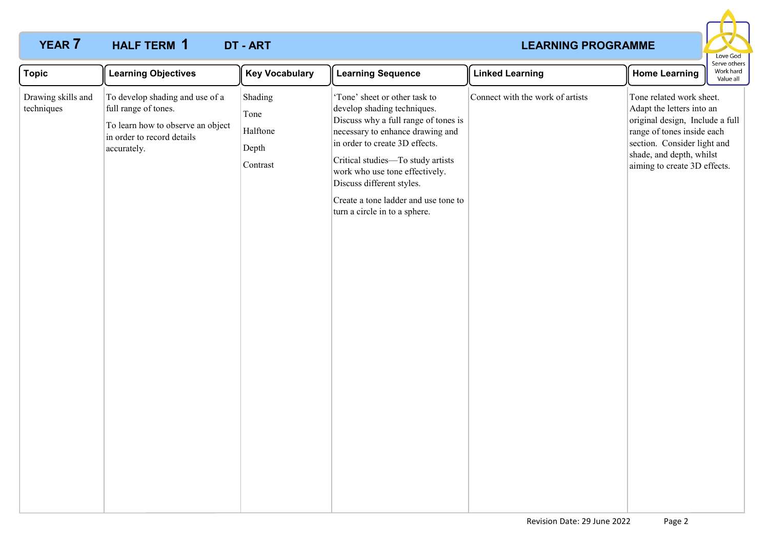# YEAR 7 HALF TERM 1 DT - ART LEARNING PROGRAMME

Love God
Serve others
Work hard
Value all

| Topic | Learning Objectives | Key Vocabulary | Learning Sequence | Linked Learning | Home Learning |
|---|---|---|---|---|---|
| Drawing skills and techniques | To develop shading and use of a full range of tones.<br><br>To learn how to observe an object in order to record details accurately. | Shading<br><br>Tone<br><br>Halftone<br><br>Depth<br><br>Contrast | 'Tone' sheet or other task to develop shading techniques. Discuss why a full range of tones is necessary to enhance drawing and in order to create 3D effects.<br><br>Critical studies—To study artists work who use tone effectively. Discuss different styles.<br><br>Create a tone ladder and use tone to turn a circle in to a sphere. | Connect with the work of artists | Tone related work sheet. Adapt the letters into an original design, Include a full range of tones inside each section. Consider light and shade, and depth, whilst aiming to create 3D effects. |

Revision Date: 29 June 2022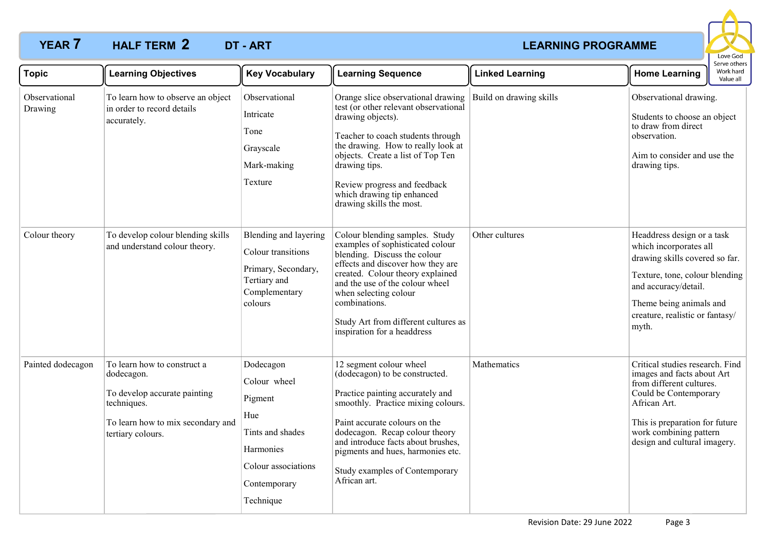# YEAR 7 HALF TERM 2 DT - ART LEARNING PROGRAMME

Love God
Serve others
Work hard
Value all

| Topic | Learning Objectives | Key Vocabulary | Learning Sequence | Linked Learning | Home Learning |
|---|---|---|---|---|---|
| Observational Drawing | To learn how to observe an object in order to record details accurately. | Observational<br><br>Intricate<br><br>Tone<br><br>Grayscale<br><br>Mark-making<br><br>Texture | Orange slice observational drawing test (or other relevant observational drawing objects).<br><br>Teacher to coach students through the drawing. How to really look at objects. Create a list of Top Ten drawing tips.<br><br>Review progress and feedback which drawing tip enhanced drawing skills the most. | Build on drawing skills | Observational drawing.<br><br>Students to choose an object to draw from direct observation.<br><br>Aim to consider and use the drawing tips. |
| Colour theory | To develop colour blending skills and understand colour theory. | Blending and layering<br><br>Colour transitions<br><br>Primary, Secondary, Tertiary and Complementary colours | Colour blending samples. Study examples of sophisticated colour blending. Discuss the colour effects and discover how they are created. Colour theory explained and the use of the colour wheel when selecting colour combinations.<br><br>Study Art from different cultures as inspiration for a headdress | Other cultures | Headdress design or a task which incorporates all drawing skills covered so far.<br><br>Texture, tone, colour blending and accuracy/detail.<br><br>Theme being animals and creature, realistic or fantasy/ myth. |
| Painted dodecagon | To learn how to construct a dodecagon.<br><br>To develop accurate painting techniques.<br><br>To learn how to mix secondary and tertiary colours. | Dodecagon<br><br>Colour wheel<br><br>Pigment<br><br>Hue<br><br>Tints and shades<br><br>Harmonies<br><br>Colour associations<br><br>Contemporary<br><br>Technique | 12 segment colour wheel (dodecagon) to be constructed.<br><br>Practice painting accurately and smoothly. Practice mixing colours.<br><br>Paint accurate colours on the dodecagon. Recap colour theory and introduce facts about brushes, pigments and hues, harmonies etc.<br><br>Study examples of Contemporary African art. | Mathematics | Critical studies research. Find images and facts about Art from different cultures. Could be Contemporary African Art.<br><br>This is preparation for future work combining pattern design and cultural imagery. |

Revision Date: 29 June 2022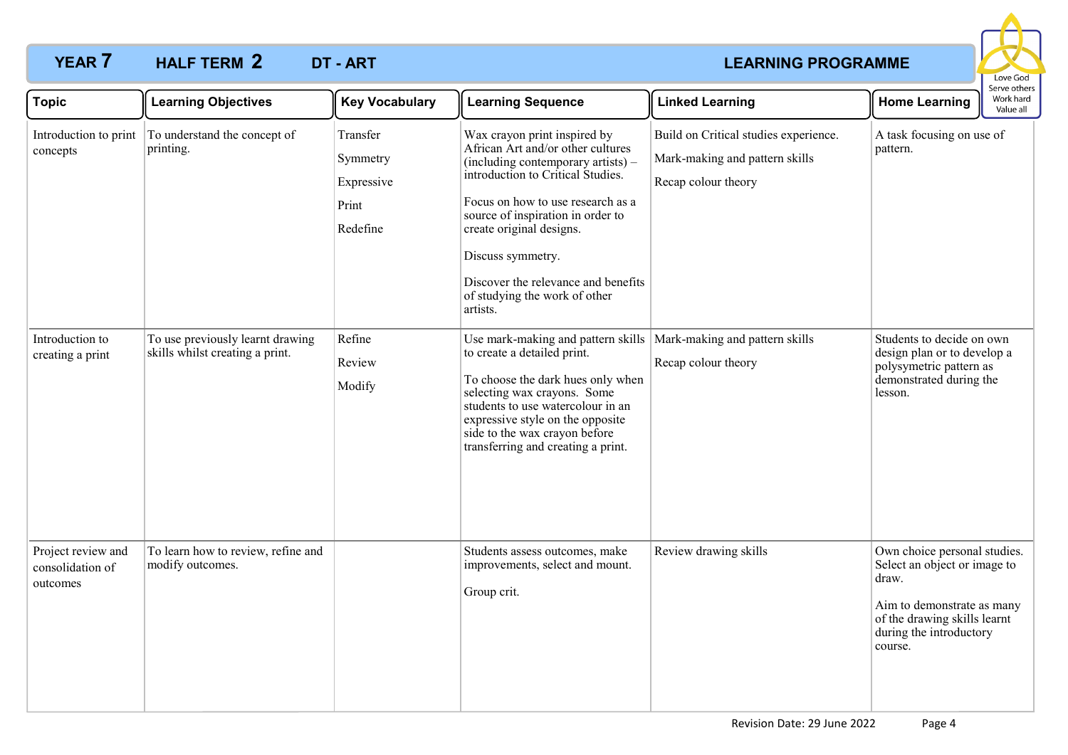# YEAR 7 HALF TERM 2 DT - ART LEARNING PROGRAMME

Love God
Serve others
Work hard
Value all

| Topic | Learning Objectives | Key Vocabulary | Learning Sequence | Linked Learning | Home Learning |
|---|---|---|---|---|---|
| Introduction to print concepts | To understand the concept of printing. | Transfer<br><br>Symmetry<br><br>Expressive<br><br>Print<br><br>Redefine | Wax crayon print inspired by African Art and/or other cultures (including contemporary artists) – introduction to Critical Studies.<br><br>Focus on how to use research as a source of inspiration in order to create original designs.<br><br>Discuss symmetry.<br><br>Discover the relevance and benefits of studying the work of other artists. | Build on Critical studies experience.<br><br>Mark-making and pattern skills<br><br>Recap colour theory | A task focusing on use of pattern. |
| Introduction to creating a print | To use previously learnt drawing skills whilst creating a print. | Refine<br><br>Review<br><br>Modify | Use mark-making and pattern skills to create a detailed print.<br><br>To choose the dark hues only when selecting wax crayons. Some students to use watercolour in an expressive style on the opposite side to the wax crayon before transferring and creating a print. | Mark-making and pattern skills<br><br>Recap colour theory | Students to decide on own design plan or to develop a polysymetric pattern as demonstrated during the lesson. |
| Project review and consolidation of outcomes | To learn how to review, refine and modify outcomes. | | Students assess outcomes, make improvements, select and mount.<br><br>Group crit. | Review drawing skills | Own choice personal studies. Select an object or image to draw.<br><br>Aim to demonstrate as many of the drawing skills learnt during the introductory course. |

Revision Date: 29 June 2022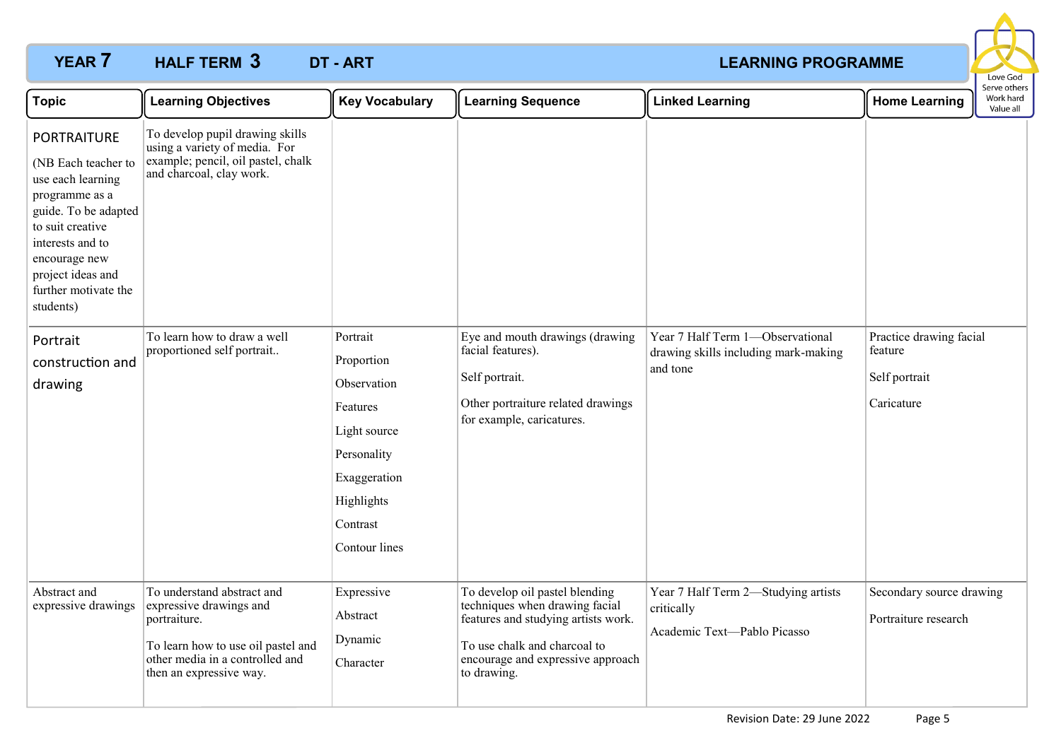**YEAR 7 HALF TERM 3 DT - ART LEARNING PROGRAMME**

Love God
Serve others
Work hard
Value all

| Topic | Learning Objectives | Key Vocabulary | Learning Sequence | Linked Learning | Home Learning |
|---|---|---|---|---|---|
| PORTRAITURE<br><br>(NB Each teacher to use each learning programme as a guide. To be adapted to suit creative interests and to encourage new project ideas and further motivate the students) | To develop pupil drawing skills using a variety of media. For example; pencil, oil pastel, chalk and charcoal, clay work. | | | | |
| Portrait construction and drawing | To learn how to draw a well proportioned self portrait.. | Portrait<br><br>Proportion<br><br>Observation<br><br>Features<br><br>Light source<br><br>Personality<br><br>Exaggeration<br><br>Highlights<br><br>Contrast<br><br>Contour lines | Eye and mouth drawings (drawing facial features).<br><br>Self portrait.<br><br>Other portraiture related drawings for example, caricatures. | Year 7 Half Term 1—Observational drawing skills including mark-making and tone | Practice drawing facial feature<br><br>Self portrait<br><br>Caricature |
| Abstract and expressive drawings | To understand abstract and expressive drawings and portraiture.<br><br>To learn how to use oil pastel and other media in a controlled and then an expressive way. | Expressive<br><br>Abstract<br><br>Dynamic<br><br>Character | To develop oil pastel blending techniques when drawing facial features and studying artists work.<br><br>To use chalk and charcoal to encourage and expressive approach to drawing. | Year 7 Half Term 2—Studying artists critically<br><br>Academic Text—Pablo Picasso | Secondary source drawing<br><br>Portraiture research |

Revision Date: 29 June 2022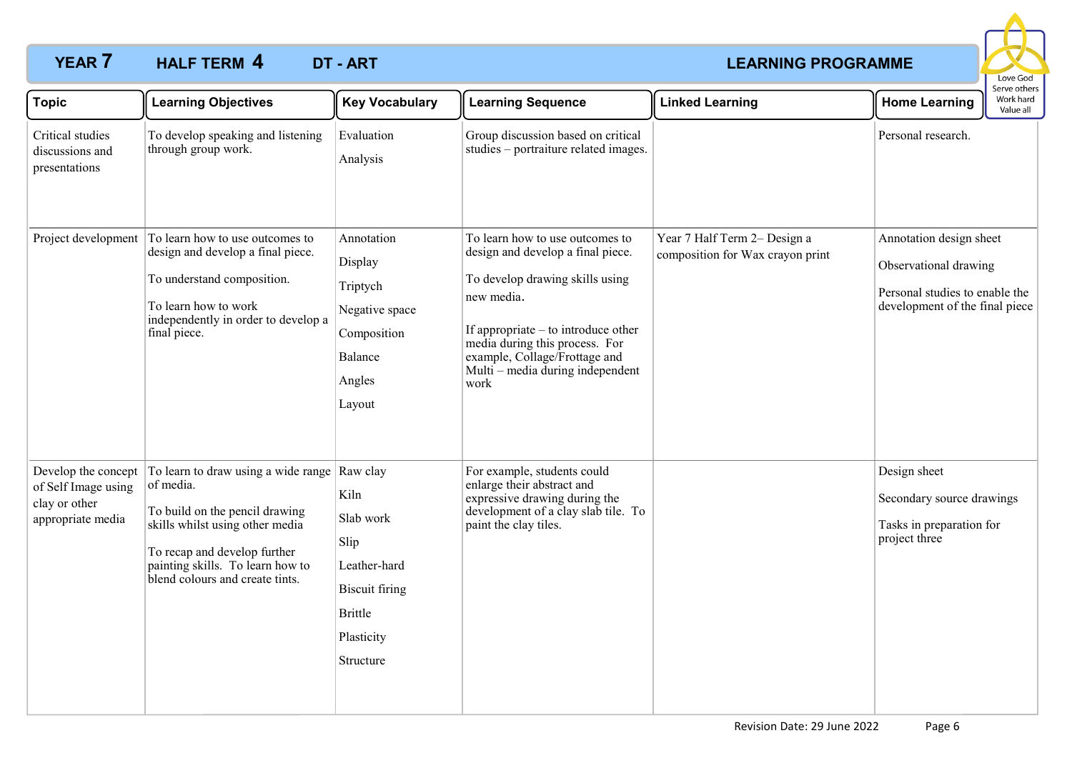# YEAR 7 HALF TERM 4 DT - ART LEARNING PROGRAMME

Love God
Serve others
Work hard
Value all

| Topic | Learning Objectives | Key Vocabulary | Learning Sequence | Linked Learning | Home Learning |
|---|---|---|---|---|---|
| Critical studies discussions and presentations | To develop speaking and listening through group work. | Evaluation<br><br>Analysis | Group discussion based on critical studies – portraiture related images. | | Personal research. |
| Project development | To learn how to use outcomes to design and develop a final piece.<br><br>To understand composition.<br><br>To learn how to work independently in order to develop a final piece. | Annotation<br><br>Display<br><br>Triptych<br><br>Negative space<br><br>Composition<br><br>Balance<br><br>Angles<br><br>Layout | To learn how to use outcomes to design and develop a final piece.<br><br>To develop drawing skills using new media.<br><br>If appropriate – to introduce other media during this process. For example, Collage/Frottage and Multi – media during independent work | Year 7 Half Term 2– Design a composition for Wax crayon print | Annotation design sheet<br><br>Observational drawing<br><br>Personal studies to enable the development of the final piece |
| Develop the concept of Self Image using clay or other appropriate media | To learn to draw using a wide range of media.<br><br>To build on the pencil drawing skills whilst using other media<br><br>To recap and develop further painting skills. To learn how to blend colours and create tints. | Raw clay<br><br>Kiln<br><br>Slab work<br><br>Slip<br><br>Leather-hard<br><br>Biscuit firing<br><br>Brittle<br><br>Plasticity<br><br>Structure | For example, students could enlarge their abstract and expressive drawing during the development of a clay slab tile. To paint the clay tiles. | | Design sheet<br><br>Secondary source drawings<br><br>Tasks in preparation for project three |

Revision Date: 29 June 2022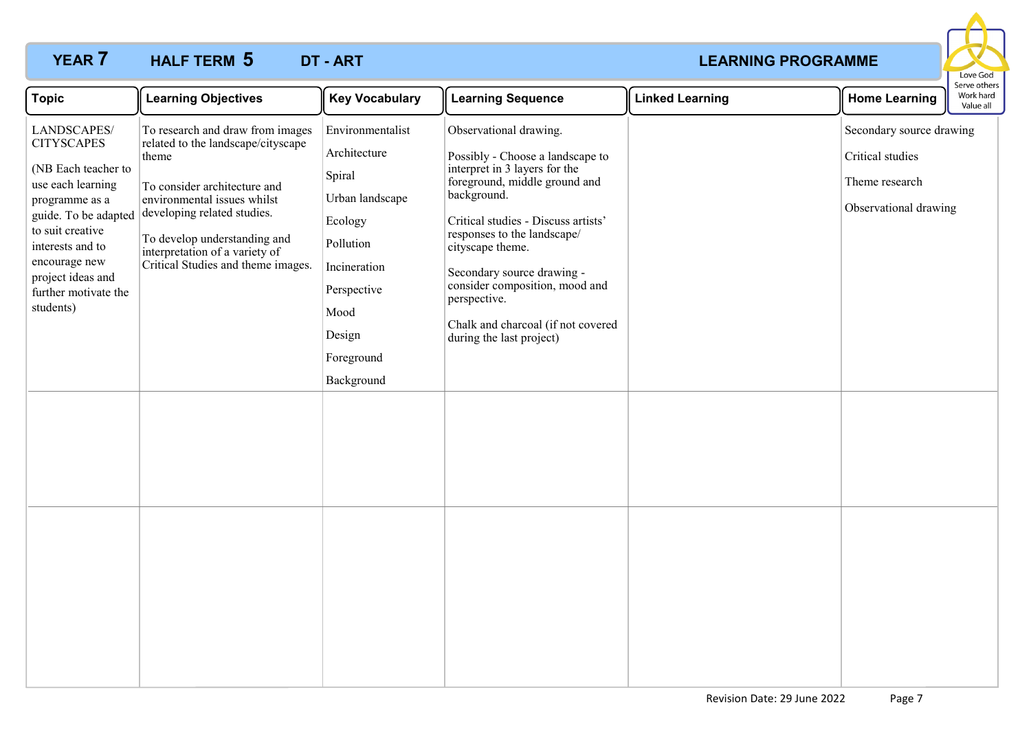**YEAR 7 HALF TERM 5 DT - ART** — **LEARNING PROGRAMME**

Love God
Serve others
Work hard
Value all

| Topic | Learning Objectives | Key Vocabulary | Learning Sequence | Linked Learning | Home Learning |
|---|---|---|---|---|---|
| LANDSCAPES/ CITYSCAPES<br><br>(NB Each teacher to use each learning programme as a guide. To be adapted to suit creative interests and to encourage new project ideas and further motivate the students) | To research and draw from images related to the landscape/cityscape theme<br><br>To consider architecture and environmental issues whilst developing related studies.<br><br>To develop understanding and interpretation of a variety of Critical Studies and theme images. | Environmentalist<br><br>Architecture<br><br>Spiral<br><br>Urban landscape<br><br>Ecology<br><br>Pollution<br><br>Incineration<br><br>Perspective<br><br>Mood<br><br>Design<br><br>Foreground<br><br>Background | Observational drawing.<br><br>Possibly - Choose a landscape to interpret in 3 layers for the foreground, middle ground and background.<br><br>Critical studies - Discuss artists' responses to the landscape/ cityscape theme.<br><br>Secondary source drawing - consider composition, mood and perspective.<br><br>Chalk and charcoal (if not covered during the last project) | | Secondary source drawing<br><br>Critical studies<br><br>Theme research<br><br>Observational drawing |
| | | | | | |
| | | | | | |

Revision Date: 29 June 2022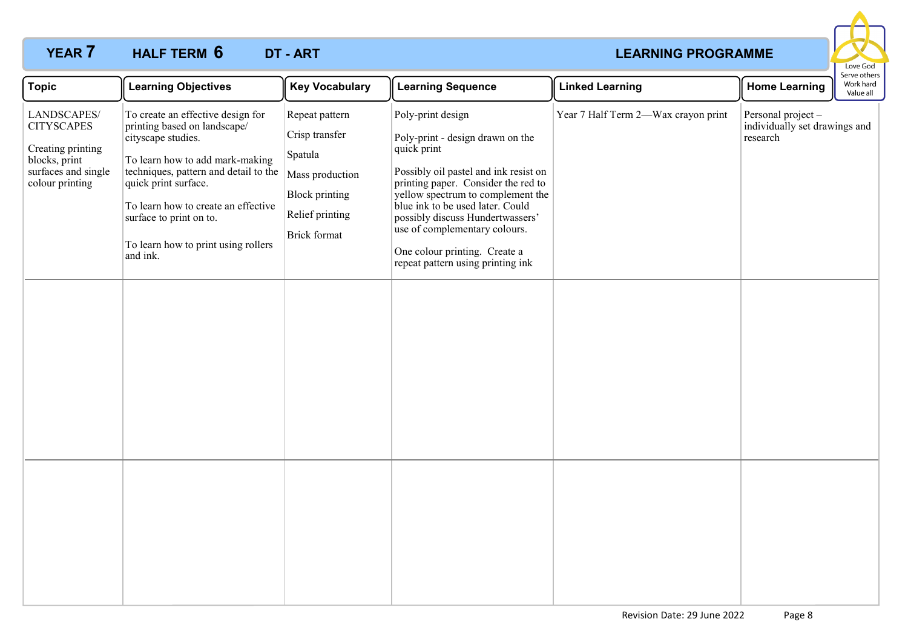# YEAR 7 HALF TERM 6 DT - ART LEARNING PROGRAMME

Love God
Serve others
Work hard
Value all

| Topic | Learning Objectives | Key Vocabulary | Learning Sequence | Linked Learning | Home Learning |
|---|---|---|---|---|---|
| LANDSCAPES/ CITYSCAPES<br><br>Creating printing blocks, print surfaces and single colour printing | To create an effective design for printing based on landscape/ cityscape studies.<br><br>To learn how to add mark-making techniques, pattern and detail to the quick print surface.<br><br>To learn how to create an effective surface to print on to.<br><br>To learn how to print using rollers and ink. | Repeat pattern<br><br>Crisp transfer<br><br>Spatula<br><br>Mass production<br><br>Block printing<br><br>Relief printing<br><br>Brick format | Poly-print design<br><br>Poly-print - design drawn on the quick print<br><br>Possibly oil pastel and ink resist on printing paper. Consider the red to yellow spectrum to complement the blue ink to be used later. Could possibly discuss Hundertwassers' use of complementary colours.<br><br>One colour printing. Create a repeat pattern using printing ink | Year 7 Half Term 2—Wax crayon print | Personal project – individually set drawings and research |
| | | | | | |
| | | | | | |

Revision Date: 29 June 2022